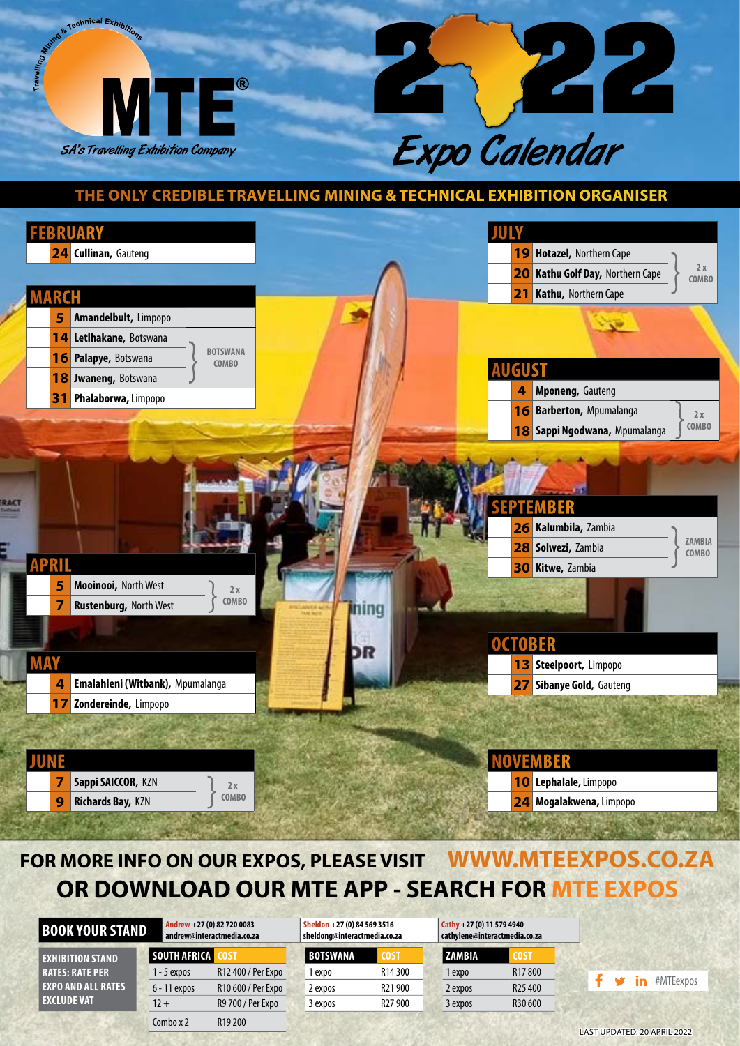Travelling Mining & Technical Exhibitions

# MTE®

*SA's Travelling Exhibition Company*

# 2022 Expo Calendar

## THE ONLY CREDIBLE TRAVELLING MINING & TECHNICAL EXHIBITION ORGANISER

### FEBRUARY

| | |
|---|---|
| 24 | **Cullinan,** Gauteng |

### MARCH

| | | |
|---|---|---|
| 5 | **Amandelbult,** Limpopo | |
| 14 | **Letlhakane,** Botswana | BOTSWANA COMBO |
| 16 | **Palapye,** Botswana | BOTSWANA COMBO |
| 18 | **Jwaneng,** Botswana | BOTSWANA COMBO |
| 31 | **Phalaborwa,** Limpopo | |

### APRIL

| | | |
|---|---|---|
| 5 | **Mooinooi,** North West | 2 x COMBO |
| 7 | **Rustenburg,** North West | 2 x COMBO |

### MAY

| | |
|---|---|
| 4 | **Emalahleni (Witbank),** Mpumalanga |
| 17 | **Zondereinde,** Limpopo |

### JUNE

| | | |
|---|---|---|
| 7 | **Sappi SAICCOR,** KZN | 2 x COMBO |
| 9 | **Richards Bay,** KZN | 2 x COMBO |

### JULY

| | | |
|---|---|---|
| 19 | **Hotazel,** Northern Cape | |
| 20 | **Kathu Golf Day,** Northern Cape | 2 x COMBO |
| 21 | **Kathu,** Northern Cape | 2 x COMBO |

### AUGUST

| | | |
|---|---|---|
| 4 | **Mponeng,** Gauteng | |
| 16 | **Barberton,** Mpumalanga | 2 x COMBO |
| 18 | **Sappi Ngodwana,** Mpumalanga | 2 x COMBO |

### SEPTEMBER

| | | |
|---|---|---|
| 26 | **Kalumbila,** Zambia | ZAMBIA COMBO |
| 28 | **Solwezi,** Zambia | ZAMBIA COMBO |
| 30 | **Kitwe,** Zambia | ZAMBIA COMBO |

### OCTOBER

| | |
|---|---|
| 13 | **Steelpoort,** Limpopo |
| 27 | **Sibanye Gold,** Gauteng |

### NOVEMBER

| | |
|---|---|
| 10 | **Lephalale,** Limpopo |
| 24 | **Mogalakwena,** Limpopo |

## FOR MORE INFO ON OUR EXPOS, PLEASE VISIT WWW.MTEEXPOS.CO.ZA OR DOWNLOAD OUR MTE APP - SEARCH FOR MTE EXPOS

### BOOK YOUR STAND

Andrew +27 (0) 82 720 0083 andrew@interactmedia.co.za

Sheldon +27 (0) 84 569 3516 sheldong@interactmedia.co.za

Cathy +27 (0) 11 579 4940 cathylene@interactmedia.co.za

**EXHIBITION STAND RATES: RATE PER EXPO AND ALL RATES EXCLUDE VAT**

| SOUTH AFRICA | COST |
|---|---|
| 1 - 5 expos | R12 400 / Per Expo |
| 6 - 11 expos | R10 600 / Per Expo |
| 12 + | R9 700 / Per Expo |
| Combo x 2 | R19 200 |

| BOTSWANA | COST |
|---|---|
| 1 expo | R14 300 |
| 2 expos | R21 900 |
| 3 expos | R27 900 |

| ZAMBIA | COST |
|---|---|
| 1 expo | R17 800 |
| 2 expos | R25 400 |
| 3 expos | R30 600 |

#MTEexpos

LAST UPDATED: 20 APRIL 2022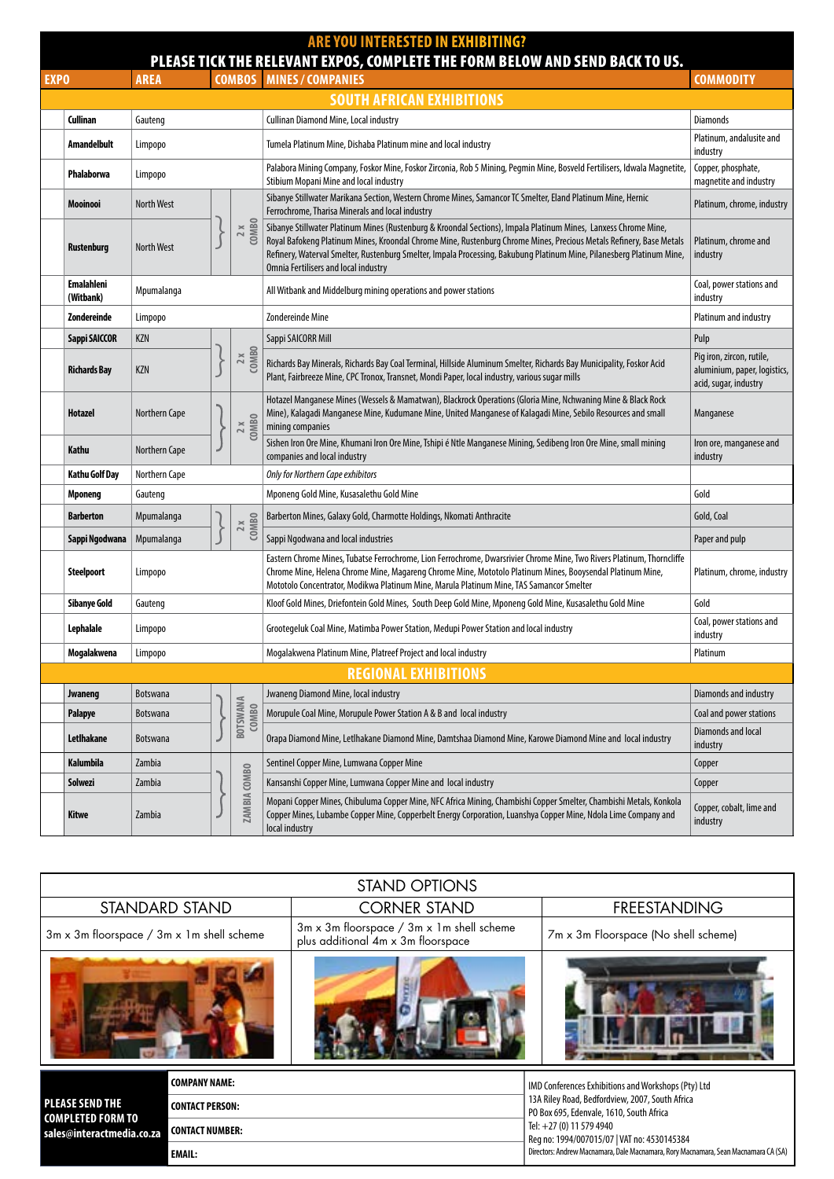## ARE YOU INTERESTED IN EXHIBITING?

## PLEASE TICK THE RELEVANT EXPOS, COMPLETE THE FORM BELOW AND SEND BACK TO US.

| EXPO | AREA | COMBOS | MINES / COMPANIES | COMMODITY |
|---|---|---|---|---|
| **SOUTH AFRICAN EXHIBITIONS** | | | | |
| **Cullinan** | Gauteng | | Cullinan Diamond Mine, Local industry | Diamonds |
| **Amandelbult** | Limpopo | | Tumela Platinum Mine, Dishaba Platinum mine and local industry | Platinum, andalusite and industry |
| **Phalaborwa** | Limpopo | | Palabora Mining Company, Foskor Mine, Foskor Zirconia, Rob 5 Mining, Pegmin Mine, Bosveld Fertilisers, Idwala Magnetite, Stibium Mopani Mine and local industry | Copper, phosphate, magnetite and industry |
| **Mooinooi** | North West | 2 x COMBO | Sibanye Stillwater Marikana Section, Western Chrome Mines, Samancor TC Smelter, Eland Platinum Mine, Hernic Ferrochrome, Tharisa Minerals and local industry | Platinum, chrome, industry |
| **Rustenburg** | North West | 2 x COMBO | Sibanye Stillwater Platinum Mines (Rustenburg & Kroondal Sections), Impala Platinum Mines, Lanxess Chrome Mine, Royal Bafokeng Platinum Mines, Kroondal Chrome Mine, Rustenburg Chrome Mines, Precious Metals Refinery, Base Metals Refinery, Waterval Smelter, Rustenburg Smelter, Impala Processing, Bakubung Platinum Mine, Pilanesberg Platinum Mine, Omnia Fertilisers and local industry | Platinum, chrome and industry |
| **Emalahleni (Witbank)** | Mpumalanga | | All Witbank and Middelburg mining operations and power stations | Coal, power stations and industry |
| **Zondereinde** | Limpopo | | Zondereinde Mine | Platinum and industry |
| **Sappi SAICCOR** | KZN | 2 x COMBO | Sappi SAICORR Mill | Pulp |
| **Richards Bay** | KZN | 2 x COMBO | Richards Bay Minerals, Richards Bay Coal Terminal, Hillside Aluminum Smelter, Richards Bay Municipality, Foskor Acid Plant, Fairbreeze Mine, CPC Tronox, Transnet, Mondi Paper, local industry, various sugar mills | Pig iron, zircon, rutile, aluminium, paper, logistics, acid, sugar, industry |
| **Hotazel** | Northern Cape | 2 x COMBO | Hotazel Manganese Mines (Wessels & Mamatwan), Blackrock Operations (Gloria Mine, Nchwaning Mine & Black Rock Mine), Kalagadi Manganese Mine, Kudumane Mine, United Manganese of Kalagadi Mine, Sebilo Resources and small mining companies | Manganese |
| **Kathu** | Northern Cape | 2 x COMBO | Sishen Iron Ore Mine, Khumani Iron Ore Mine, Tshipi é Ntle Manganese Mining, Sedibeng Iron Ore Mine, small mining companies and local industry | Iron ore, manganese and industry |
| **Kathu Golf Day** | Northern Cape | | *Only for Northern Cape exhibitors* | |
| **Mponeng** | Gauteng | | Mponeng Gold Mine, Kusasalethu Gold Mine | Gold |
| **Barberton** | Mpumalanga | 2 x COMBO | Barberton Mines, Galaxy Gold, Charmotte Holdings, Nkomati Anthracite | Gold, Coal |
| **Sappi Ngodwana** | Mpumalanga | 2 x COMBO | Sappi Ngodwana and local industries | Paper and pulp |
| **Steelpoort** | Limpopo | | Eastern Chrome Mines, Tubatse Ferrochrome, Lion Ferrochrome, Dwarsrivier Chrome Mine, Two Rivers Platinum, Thorncliffe Chrome Mine, Helena Chrome Mine, Magareng Chrome Mine, Mototolo Platinum Mines, Booysendal Platinum Mine, Mototolo Concentrator, Modikwa Platinum Mine, Marula Platinum Mine, TAS Samancor Smelter | Platinum, chrome, industry |
| **Sibanye Gold** | Gauteng | | Kloof Gold Mines, Driefontein Gold Mines, South Deep Gold Mine, Mponeng Gold Mine, Kusasalethu Gold Mine | Gold |
| **Lephalale** | Limpopo | | Grootegeluk Coal Mine, Matimba Power Station, Medupi Power Station and local industry | Coal, power stations and industry |
| **Mogalakwena** | Limpopo | | Mogalakwena Platinum Mine, Platreef Project and local industry | Platinum |
| **REGIONAL EXHIBITIONS** | | | | |
| **Jwaneng** | Botswana | BOTSWANA COMBO | Jwaneng Diamond Mine, local industry | Diamonds and industry |
| **Palapye** | Botswana | BOTSWANA COMBO | Morupule Coal Mine, Morupule Power Station A & B and local industry | Coal and power stations |
| **Letlhakane** | Botswana | BOTSWANA COMBO | Orapa Diamond Mine, Letlhakane Diamond Mine, Damtshaa Diamond Mine, Karowe Diamond Mine and local industry | Diamonds and local industry |
| **Kalumbila** | Zambia | ZAMBIA COMBO | Sentinel Copper Mine, Lumwana Copper Mine | Copper |
| **Solwezi** | Zambia | ZAMBIA COMBO | Kansanshi Copper Mine, Lumwana Copper Mine and local industry | Copper |
| **Kitwe** | Zambia | ZAMBIA COMBO | Mopani Copper Mines, Chibuluma Copper Mine, NFC Africa Mining, Chambishi Copper Smelter, Chambishi Metals, Konkola Copper Mines, Lubambe Copper Mine, Copperbelt Energy Corporation, Luanshya Copper Mine, Ndola Lime Company and local industry | Copper, cobalt, lime and industry |

## STAND OPTIONS

| STANDARD STAND | CORNER STAND | FREESTANDING |
|---|---|---|
| 3m x 3m floorspace / 3m x 1m shell scheme | 3m x 3m floorspace / 3m x 1m shell scheme plus additional 4m x 3m floorspace | 7m x 3m Floorspace (No shell scheme) |

**PLEASE SEND THE COMPLETED FORM TO sales@interactmedia.co.za**

**COMPANY NAME:**

**CONTACT PERSON:**

**CONTACT NUMBER:**

**EMAIL:**

IMD Conferences Exhibitions and Workshops (Pty) Ltd
13A Riley Road, Bedfordview, 2007, South Africa
PO Box 695, Edenvale, 1610, South Africa
Tel: +27 (0) 11 579 4940
Reg no: 1994/007015/07 | VAT no: 4530145384
Directors: Andrew Macnamara, Dale Macnamara, Rory Macnamara, Sean Macnamara CA (SA)